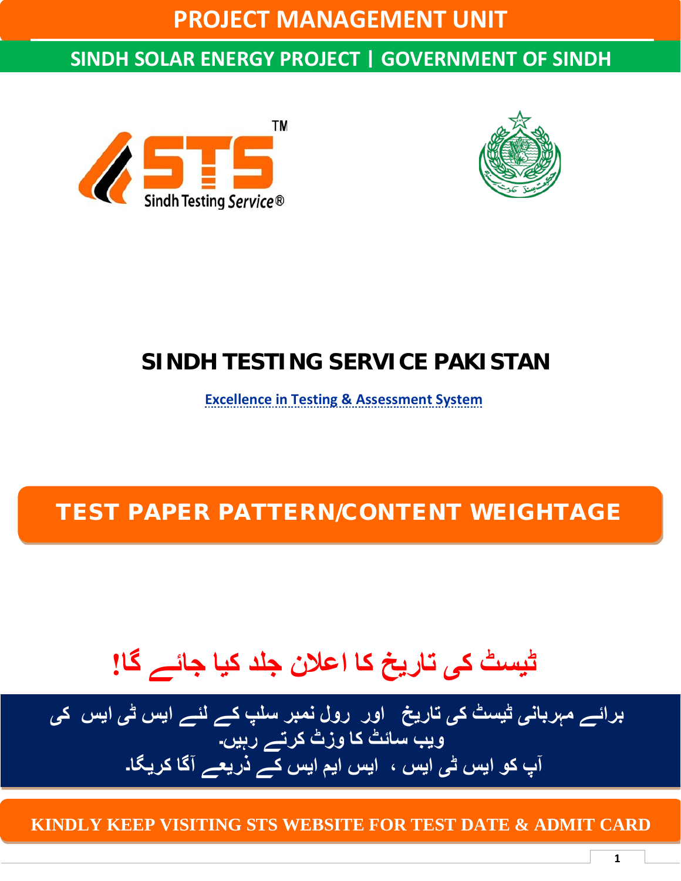# PROJECT MANAGEMENT UNIT

## SINDH SOLAR ENERGY PROJECT | GOVERNMENT OF SINDH

## SINDH TESTING SERVICE PAKISTAN

Excellence in Testing & Assessment System

## TEST PAPER PATTERN/CONTENT WEIGHTAGE

## ٹیسٹ کی تاریخ کا اعلان جلد کیا جائے گا!

برائے مہربانی ٹیسٹ کی تاریخ اور رول نمبر سلپ کے لئے ایس ٹی ایس کی ویب سائٹ کا وزٹ کرتے رہیں۔
آپ کو ایس ٹی ایس ، ایس ایم ایس کے ذریعے آگا کریگا۔

**KINDLY KEEP VISITING STS WEBSITE FOR TEST DATE & ADMIT CARD**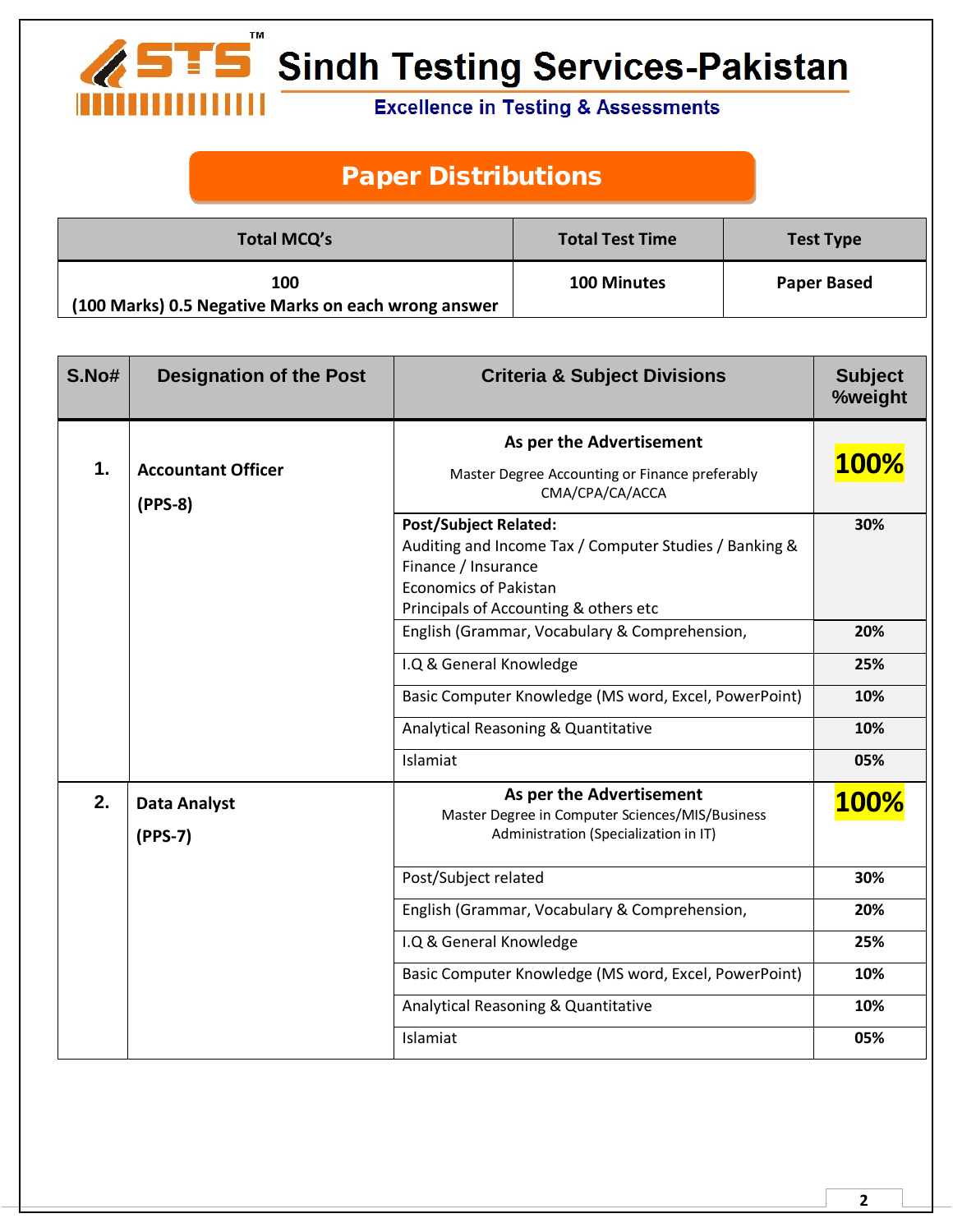# Sindh Testing Services-Pakistan

Excellence in Testing & Assessments

## Paper Distributions

| Total MCQ's | Total Test Time | Test Type |
|---|---|---|
| 100<br>(100 Marks) 0.5 Negative Marks on each wrong answer | 100 Minutes | Paper Based |

| S.No# | Designation of the Post | Criteria & Subject Divisions | Subject %weight |
|---|---|---|---|
| 1. | **Accountant Officer**<br>**(PPS-8)** | **As per the Advertisement**<br>Master Degree Accounting or Finance preferably CMA/CPA/CA/ACCA | **100%** |
| | | **Post/Subject Related:**<br>Auditing and Income Tax / Computer Studies / Banking & Finance / Insurance<br>Economics of Pakistan<br>Principals of Accounting & others etc | **30%** |
| | | English (Grammar, Vocabulary & Comprehension, | **20%** |
| | | I.Q & General Knowledge | **25%** |
| | | Basic Computer Knowledge (MS word, Excel, PowerPoint) | **10%** |
| | | Analytical Reasoning & Quantitative | **10%** |
| | | Islamiat | **05%** |
| 2. | **Data Analyst**<br>**(PPS-7)** | **As per the Advertisement**<br>Master Degree in Computer Sciences/MIS/Business Administration (Specialization in IT) | **100%** |
| | | Post/Subject related | **30%** |
| | | English (Grammar, Vocabulary & Comprehension, | **20%** |
| | | I.Q & General Knowledge | **25%** |
| | | Basic Computer Knowledge (MS word, Excel, PowerPoint) | **10%** |
| | | Analytical Reasoning & Quantitative | **10%** |
| | | Islamiat | **05%** |